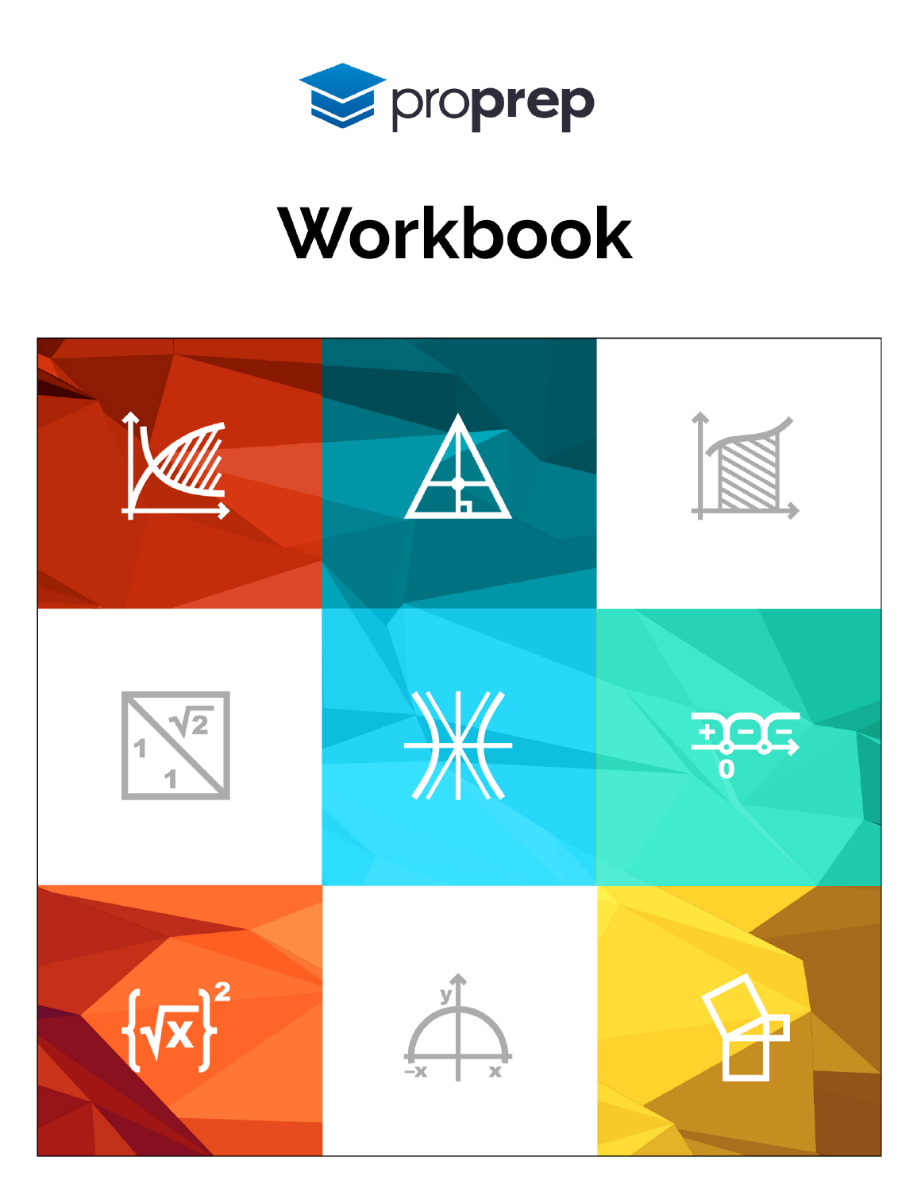proprep

# Workbook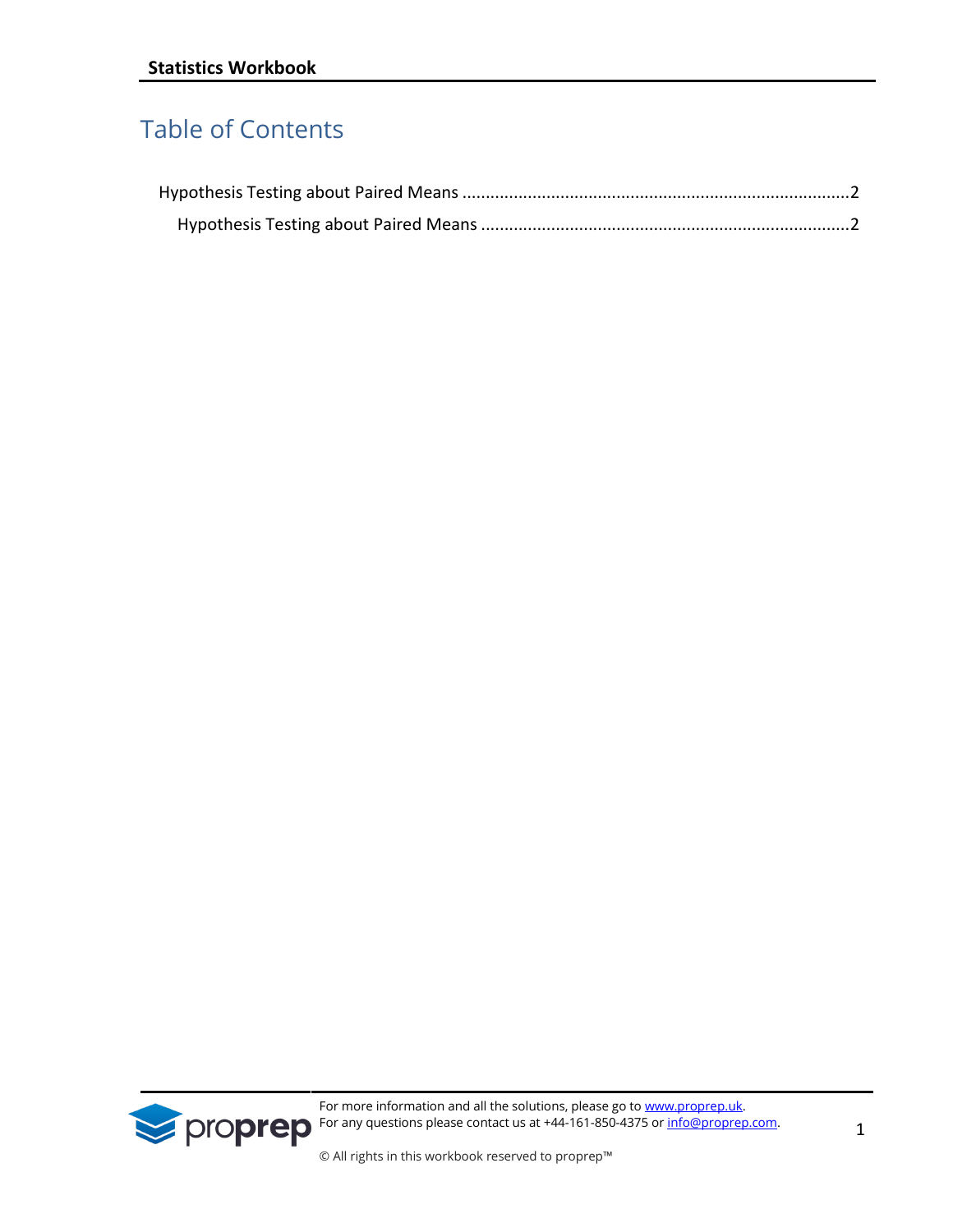# Table of Contents

Hypothesis Testing about Paired Means ..................................................................................2

Hypothesis Testing about Paired Means ..............................................................................2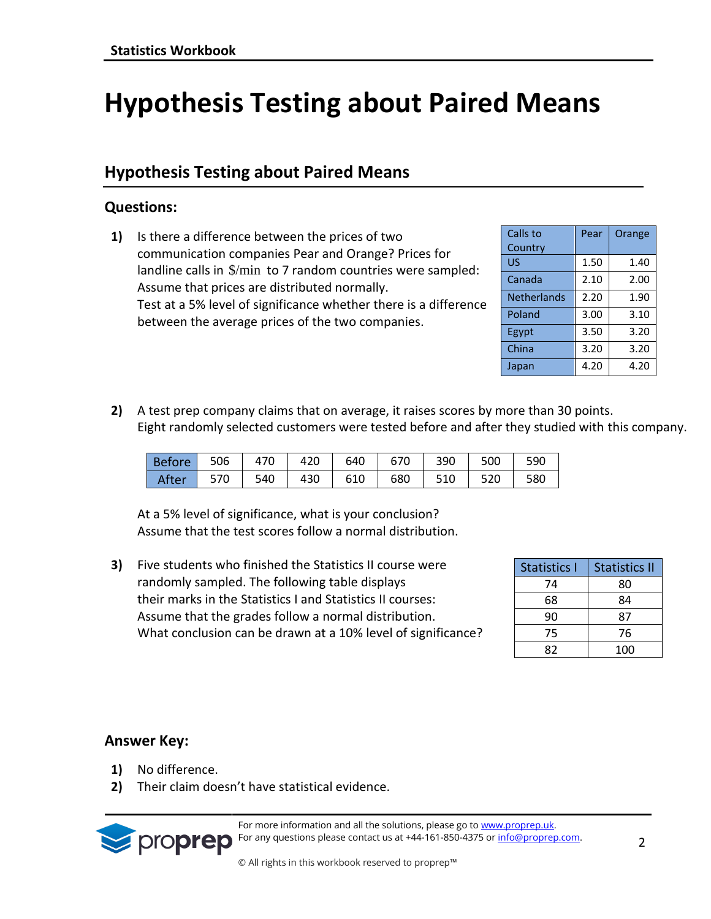# Hypothesis Testing about Paired Means

## Hypothesis Testing about Paired Means

### Questions:

**1)** Is there a difference between the prices of two communication companies Pear and Orange? Prices for landline calls in $\$/\text{min}$ to 7 random countries were sampled: Assume that prices are distributed normally.
Test at a 5% level of significance whether there is a difference between the average prices of the two companies.

| Calls to Country | Pear | Orange |
|---|---|---|
| US | 1.50 | 1.40 |
| Canada | 2.10 | 2.00 |
| Netherlands | 2.20 | 1.90 |
| Poland | 3.00 | 3.10 |
| Egypt | 3.50 | 3.20 |
| China | 3.20 | 3.20 |
| Japan | 4.20 | 4.20 |

**2)** A test prep company claims that on average, it raises scores by more than 30 points.
Eight randomly selected customers were tested before and after they studied with this company.

| Before | 506 | 470 | 420 | 640 | 670 | 390 | 500 | 590 |
|---|---|---|---|---|---|---|---|---|
| After | 570 | 540 | 430 | 610 | 680 | 510 | 520 | 580 |

At a 5% level of significance, what is your conclusion?
Assume that the test scores follow a normal distribution.

**3)** Five students who finished the Statistics II course were randomly sampled. The following table displays their marks in the Statistics I and Statistics II courses:
Assume that the grades follow a normal distribution.
What conclusion can be drawn at a 10% level of significance?

| Statistics I | Statistics II |
|---|---|
| 74 | 80 |
| 68 | 84 |
| 90 | 87 |
| 75 | 76 |
| 82 | 100 |

### Answer Key:

**1)** No difference.

**2)** Their claim doesn't have statistical evidence.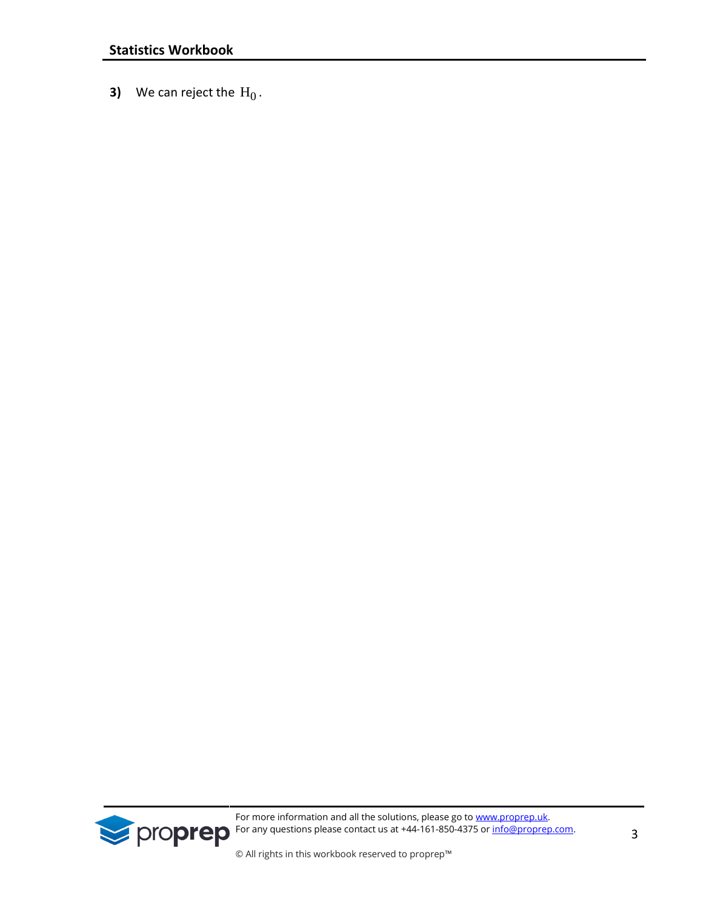**3)** We can reject the $H_0$.